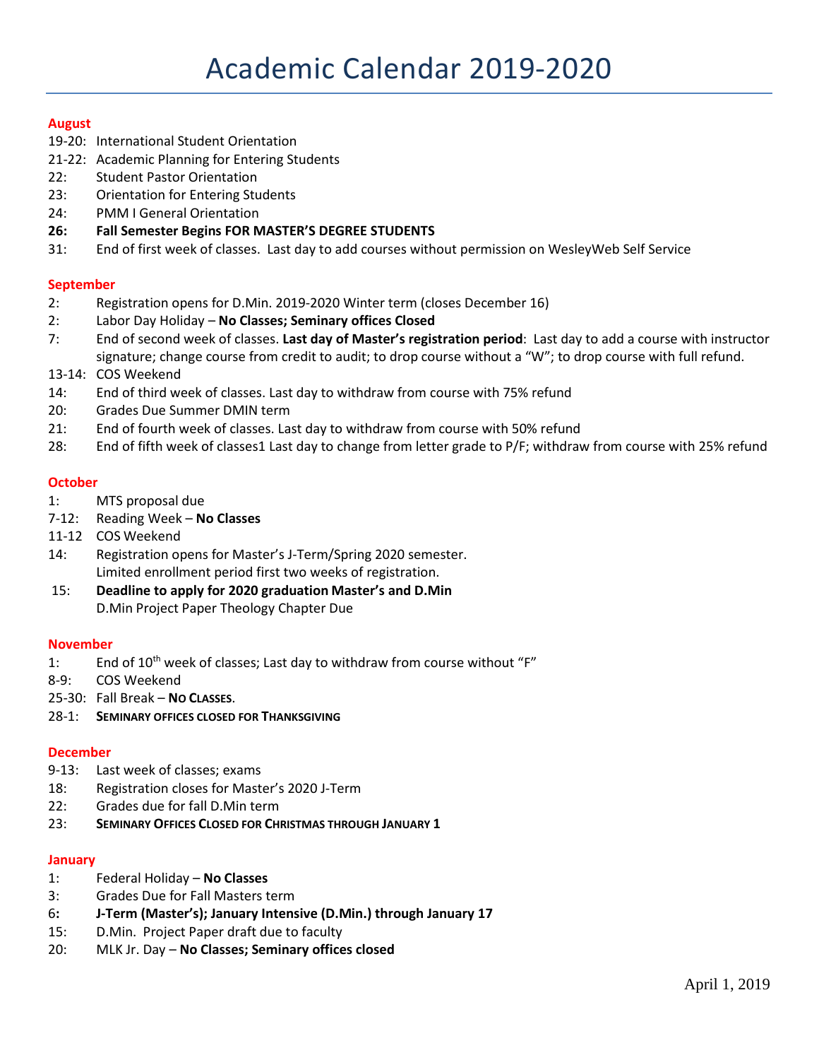# Academic Calendar 2019-2020

## August

19-20: International Student Orientation
21-22: Academic Planning for Entering Students
22: Student Pastor Orientation
23: Orientation for Entering Students
24: PMM I General Orientation
**26: Fall Semester Begins FOR MASTER'S DEGREE STUDENTS**
31: End of first week of classes. Last day to add courses without permission on WesleyWeb Self Service

## September

2: Registration opens for D.Min. 2019-2020 Winter term (closes December 16)
2: Labor Day Holiday – **No Classes; Seminary offices Closed**
7: End of second week of classes. **Last day of Master's registration period**: Last day to add a course with instructor signature; change course from credit to audit; to drop course without a "W"; to drop course with full refund.
13-14: COS Weekend
14: End of third week of classes. Last day to withdraw from course with 75% refund
20: Grades Due Summer DMIN term
21: End of fourth week of classes. Last day to withdraw from course with 50% refund
28: End of fifth week of classes1 Last day to change from letter grade to P/F; withdraw from course with 25% refund

## October

1: MTS proposal due
7-12: Reading Week – **No Classes**
11-12 COS Weekend
14: Registration opens for Master's J-Term/Spring 2020 semester.
Limited enrollment period first two weeks of registration.
15: **Deadline to apply for 2020 graduation Master's and D.Min**
D.Min Project Paper Theology Chapter Due

## November

1: End of 10th week of classes; Last day to withdraw from course without "F"
8-9: COS Weekend
25-30: Fall Break – **No Classes**.
28-1: **Seminary offices closed for Thanksgiving**

## December

9-13: Last week of classes; exams
18: Registration closes for Master's 2020 J-Term
22: Grades due for fall D.Min term
23: **Seminary Offices Closed for Christmas through January 1**

## January

1: Federal Holiday – **No Classes**
3: Grades Due for Fall Masters term
6: **J-Term (Master's); January Intensive (D.Min.) through January 17**
15: D.Min. Project Paper draft due to faculty
20: MLK Jr. Day – **No Classes; Seminary offices closed**

April 1, 2019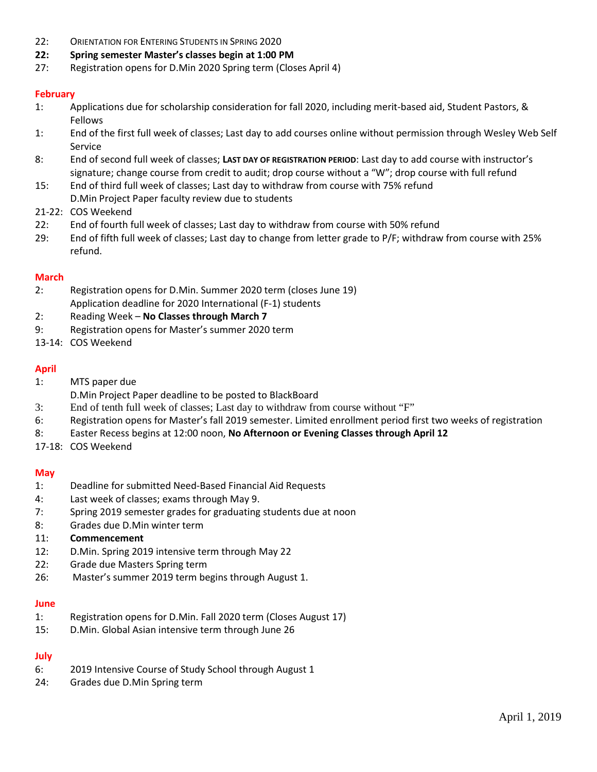22: ORIENTATION FOR ENTERING STUDENTS IN SPRING 2020

**22: Spring semester Master's classes begin at 1:00 PM**

27: Registration opens for D.Min 2020 Spring term (Closes April 4)

### February

1: Applications due for scholarship consideration for fall 2020, including merit-based aid, Student Pastors, & Fellows

1: End of the first full week of classes; Last day to add courses online without permission through Wesley Web Self Service

8: End of second full week of classes; **LAST DAY OF REGISTRATION PERIOD**: Last day to add course with instructor's signature; change course from credit to audit; drop course without a "W"; drop course with full refund

15: End of third full week of classes; Last day to withdraw from course with 75% refund
D.Min Project Paper faculty review due to students

21-22: COS Weekend

22: End of fourth full week of classes; Last day to withdraw from course with 50% refund

29: End of fifth full week of classes; Last day to change from letter grade to P/F; withdraw from course with 25% refund.

### March

2: Registration opens for D.Min. Summer 2020 term (closes June 19)
Application deadline for 2020 International (F-1) students

2: Reading Week – **No Classes through March 7**

9: Registration opens for Master's summer 2020 term

13-14: COS Weekend

### April

1: MTS paper due
D.Min Project Paper deadline to be posted to BlackBoard

3: End of tenth full week of classes; Last day to withdraw from course without "F"

6: Registration opens for Master's fall 2019 semester. Limited enrollment period first two weeks of registration

8: Easter Recess begins at 12:00 noon, **No Afternoon or Evening Classes through April 12**

17-18: COS Weekend

### May

1: Deadline for submitted Need-Based Financial Aid Requests

4: Last week of classes; exams through May 9.

7: Spring 2019 semester grades for graduating students due at noon

8: Grades due D.Min winter term

11: **Commencement**

12: D.Min. Spring 2019 intensive term through May 22

22: Grade due Masters Spring term

26: Master's summer 2019 term begins through August 1.

### June

1: Registration opens for D.Min. Fall 2020 term (Closes August 17)

15: D.Min. Global Asian intensive term through June 26

### July

6: 2019 Intensive Course of Study School through August 1

24: Grades due D.Min Spring term

April 1, 2019